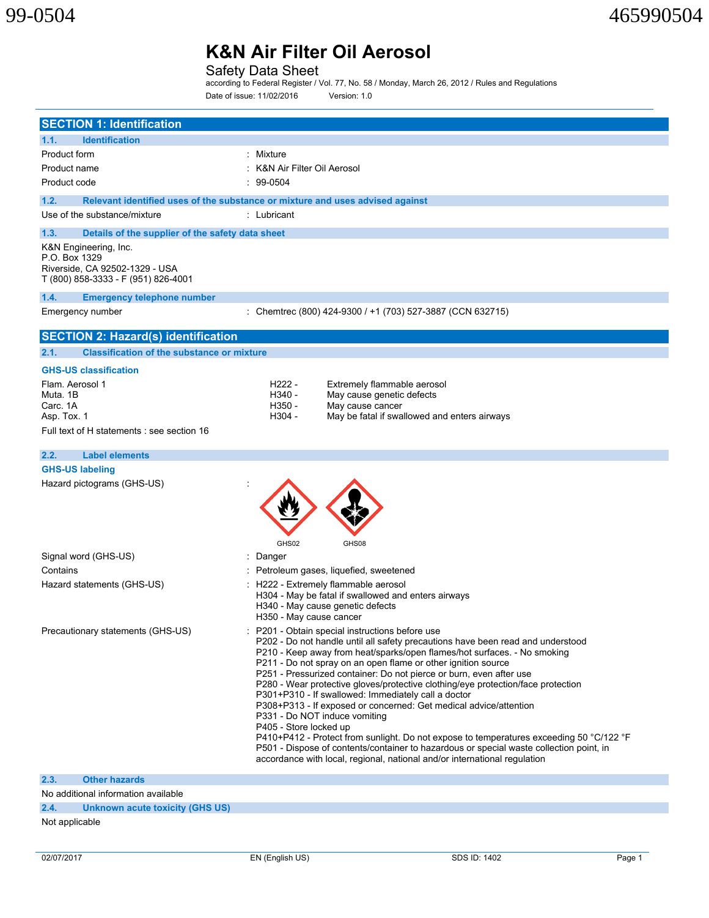99-0504 465990504

# K&N Air Filter Oil Aerosol

Safety Data Sheet

according to Federal Register / Vol. 77, No. 58 / Monday, March 26, 2012 / Rules and Regulations

Date of issue: 11/02/2016 Version: 1.0

## SECTION 1: Identification

### 1.1. Identification

| | |
|---|---|
| Product form | : Mixture |
| Product name | : K&N Air Filter Oil Aerosol |
| Product code | : 99-0504 |

### 1.2. Relevant identified uses of the substance or mixture and uses advised against

| | |
|---|---|
| Use of the substance/mixture | : Lubricant |

### 1.3. Details of the supplier of the safety data sheet

K&N Engineering, Inc.
P.O. Box 1329
Riverside, CA 92502-1329 - USA
T (800) 858-3333 - F (951) 826-4001

### 1.4. Emergency telephone number

| | |
|---|---|
| Emergency number | : Chemtrec (800) 424-9300 / +1 (703) 527-3887 (CCN 632715) |

## SECTION 2: Hazard(s) identification

### 2.1. Classification of the substance or mixture

**GHS-US classification**

| | | |
|---|---|---|
| Flam. Aerosol 1 | H222 - | Extremely flammable aerosol |
| Muta. 1B | H340 - | May cause genetic defects |
| Carc. 1A | H350 - | May cause cancer |
| Asp. Tox. 1 | H304 - | May be fatal if swallowed and enters airways |

Full text of H statements : see section 16

### 2.2. Label elements

**GHS-US labeling**

Hazard pictograms (GHS-US) :

GHS02 GHS08

Signal word (GHS-US) : Danger

Contains : Petroleum gases, liquefied, sweetened

Hazard statements (GHS-US) :
- H222 - Extremely flammable aerosol
- H304 - May be fatal if swallowed and enters airways
- H340 - May cause genetic defects
- H350 - May cause cancer

Precautionary statements (GHS-US) :
- P201 - Obtain special instructions before use
- P202 - Do not handle until all safety precautions have been read and understood
- P210 - Keep away from heat/sparks/open flames/hot surfaces. - No smoking
- P211 - Do not spray on an open flame or other ignition source
- P251 - Pressurized container: Do not pierce or burn, even after use
- P280 - Wear protective gloves/protective clothing/eye protection/face protection
- P301+P310 - If swallowed: Immediately call a doctor
- P308+P313 - If exposed or concerned: Get medical advice/attention
- P331 - Do NOT induce vomiting
- P405 - Store locked up
- P410+P412 - Protect from sunlight. Do not expose to temperatures exceeding 50 °C/122 °F
- P501 - Dispose of contents/container to hazardous or special waste collection point, in accordance with local, regional, national and/or international regulation

### 2.3. Other hazards

No additional information available

### 2.4. Unknown acute toxicity (GHS US)

Not applicable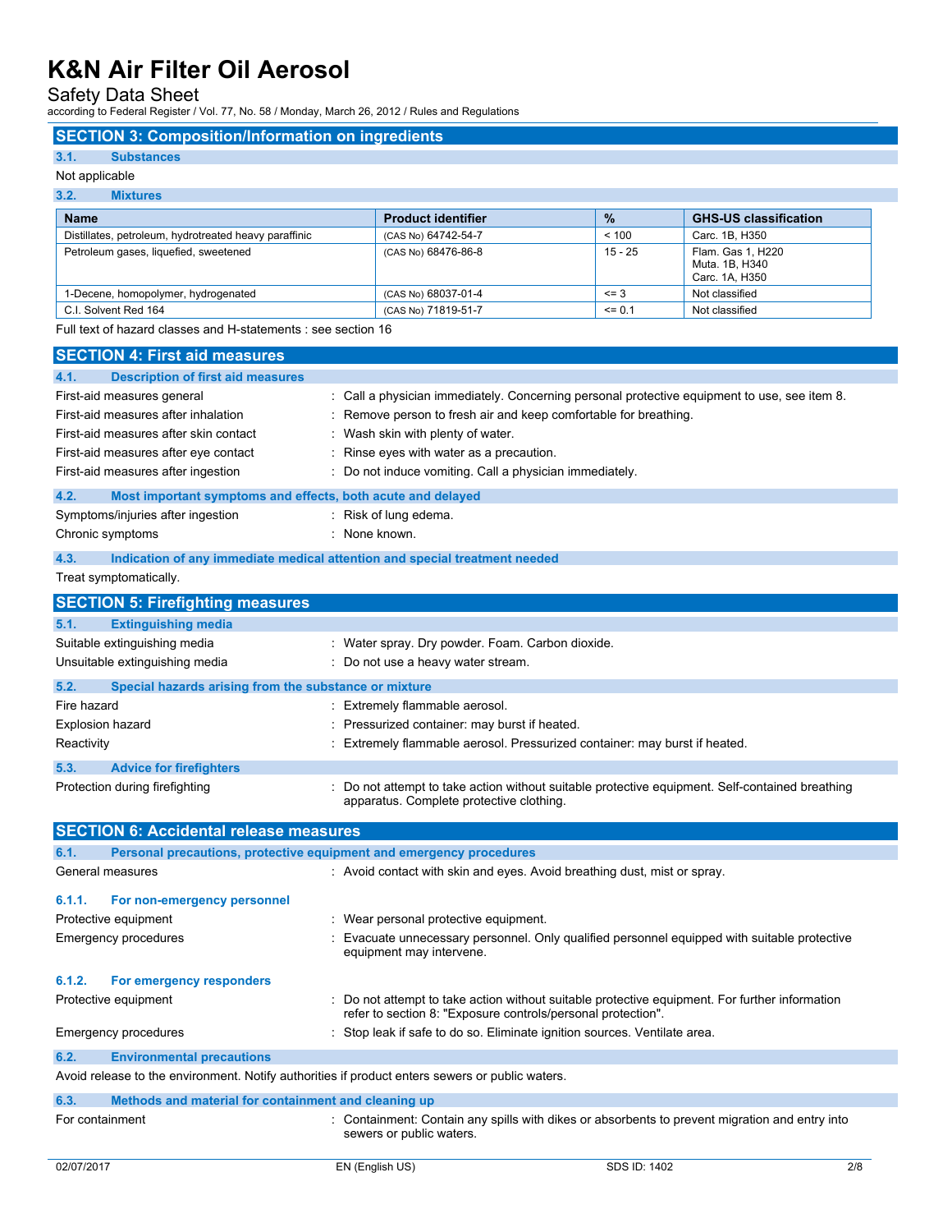## SECTION 3: Composition/Information on ingredients

### 3.1. Substances

Not applicable

### 3.2. Mixtures

| Name | Product identifier | % | GHS-US classification |
|---|---|---|---|
| Distillates, petroleum, hydrotreated heavy paraffinic | (CAS No) 64742-54-7 | < 100 | Carc. 1B, H350 |
| Petroleum gases, liquefied, sweetened | (CAS No) 68476-86-8 | 15 - 25 | Flam. Gas 1, H220<br>Muta. 1B, H340<br>Carc. 1A, H350 |
| 1-Decene, homopolymer, hydrogenated | (CAS No) 68037-01-4 | <= 3 | Not classified |
| C.I. Solvent Red 164 | (CAS No) 71819-51-7 | <= 0.1 | Not classified |

Full text of hazard classes and H-statements : see section 16

## SECTION 4: First aid measures

### 4.1. Description of first aid measures

First-aid measures general : Call a physician immediately. Concerning personal protective equipment to use, see item 8.

First-aid measures after inhalation : Remove person to fresh air and keep comfortable for breathing.

First-aid measures after skin contact : Wash skin with plenty of water.

First-aid measures after eye contact : Rinse eyes with water as a precaution.

First-aid measures after ingestion : Do not induce vomiting. Call a physician immediately.

### 4.2. Most important symptoms and effects, both acute and delayed

Symptoms/injuries after ingestion : Risk of lung edema.

Chronic symptoms : None known.

### 4.3. Indication of any immediate medical attention and special treatment needed

Treat symptomatically.

## SECTION 5: Firefighting measures

### 5.1. Extinguishing media

Suitable extinguishing media : Water spray. Dry powder. Foam. Carbon dioxide.

Unsuitable extinguishing media : Do not use a heavy water stream.

### 5.2. Special hazards arising from the substance or mixture

Fire hazard : Extremely flammable aerosol.

Explosion hazard : Pressurized container: may burst if heated.

Reactivity : Extremely flammable aerosol. Pressurized container: may burst if heated.

### 5.3. Advice for firefighters

Protection during firefighting : Do not attempt to take action without suitable protective equipment. Self-contained breathing apparatus. Complete protective clothing.

## SECTION 6: Accidental release measures

### 6.1. Personal precautions, protective equipment and emergency procedures

General measures : Avoid contact with skin and eyes. Avoid breathing dust, mist or spray.

#### 6.1.1. For non-emergency personnel

Protective equipment : Wear personal protective equipment.

Emergency procedures : Evacuate unnecessary personnel. Only qualified personnel equipped with suitable protective equipment may intervene.

#### 6.1.2. For emergency responders

Protective equipment : Do not attempt to take action without suitable protective equipment. For further information refer to section 8: "Exposure controls/personal protection".

Emergency procedures : Stop leak if safe to do so. Eliminate ignition sources. Ventilate area.

### 6.2. Environmental precautions

Avoid release to the environment. Notify authorities if product enters sewers or public waters.

### 6.3. Methods and material for containment and cleaning up

For containment : Containment: Contain any spills with dikes or absorbents to prevent migration and entry into sewers or public waters.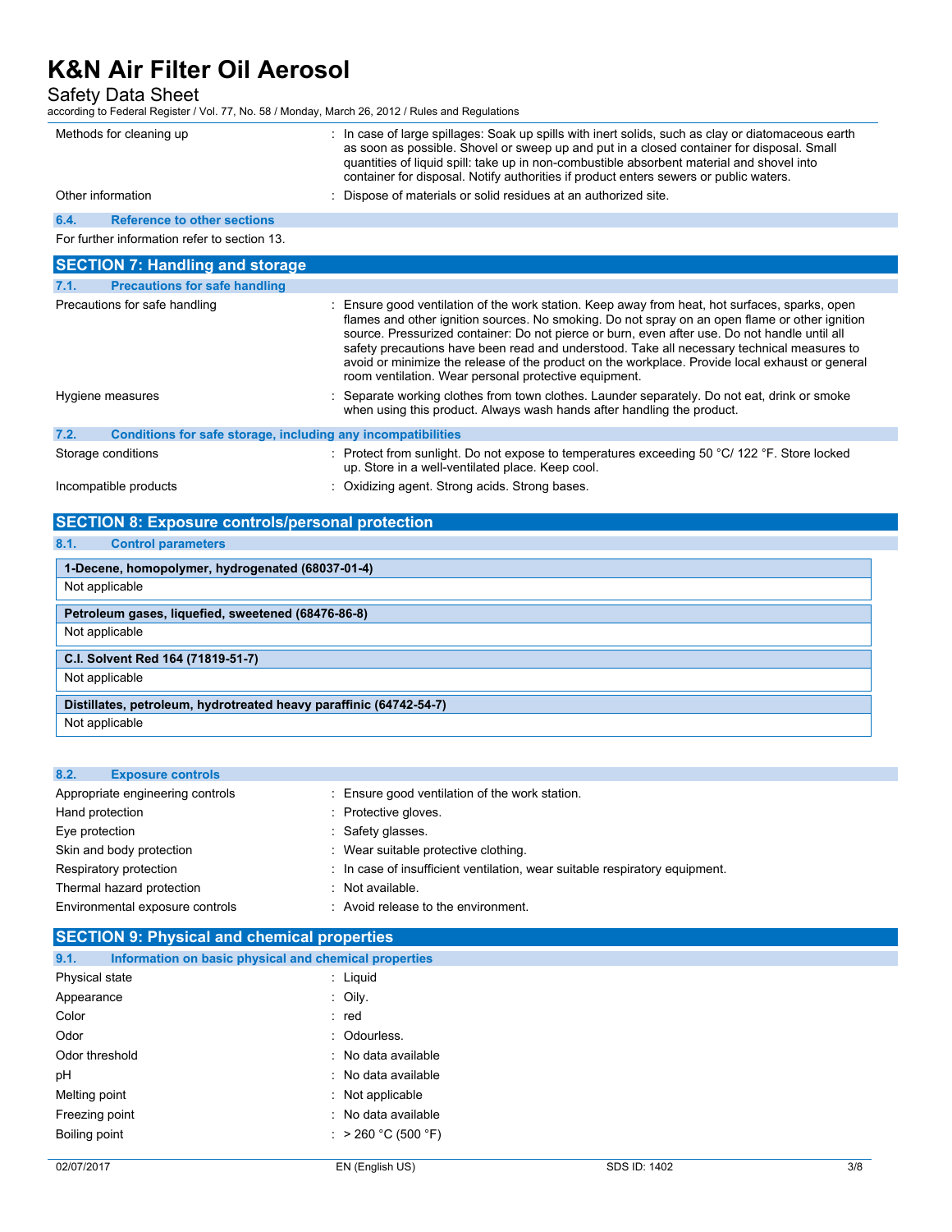| | |
|---|---|
| Methods for cleaning up | : In case of large spillages: Soak up spills with inert solids, such as clay or diatomaceous earth as soon as possible. Shovel or sweep up and put in a closed container for disposal. Small quantities of liquid spill: take up in non-combustible absorbent material and shovel into container for disposal. Notify authorities if product enters sewers or public waters. |
| Other information | : Dispose of materials or solid residues at an authorized site. |

### 6.4. Reference to other sections

For further information refer to section 13.

## SECTION 7: Handling and storage

### 7.1. Precautions for safe handling

| | |
|---|---|
| Precautions for safe handling | : Ensure good ventilation of the work station. Keep away from heat, hot surfaces, sparks, open flames and other ignition sources. No smoking. Do not spray on an open flame or other ignition source. Pressurized container: Do not pierce or burn, even after use. Do not handle until all safety precautions have been read and understood. Take all necessary technical measures to avoid or minimize the release of the product on the workplace. Provide local exhaust or general room ventilation. Wear personal protective equipment. |
| Hygiene measures | : Separate working clothes from town clothes. Launder separately. Do not eat, drink or smoke when using this product. Always wash hands after handling the product. |

### 7.2. Conditions for safe storage, including any incompatibilities

| | |
|---|---|
| Storage conditions | : Protect from sunlight. Do not expose to temperatures exceeding 50 °C/ 122 °F. Store locked up. Store in a well-ventilated place. Keep cool. |
| Incompatible products | : Oxidizing agent. Strong acids. Strong bases. |

## SECTION 8: Exposure controls/personal protection

### 8.1. Control parameters

| 1-Decene, homopolymer, hydrogenated (68037-01-4) |
|---|
| Not applicable |

| Petroleum gases, liquefied, sweetened (68476-86-8) |
|---|
| Not applicable |

| C.I. Solvent Red 164 (71819-51-7) |
|---|
| Not applicable |

| Distillates, petroleum, hydrotreated heavy paraffinic (64742-54-7) |
|---|
| Not applicable |

### 8.2. Exposure controls

| | |
|---|---|
| Appropriate engineering controls | : Ensure good ventilation of the work station. |
| Hand protection | : Protective gloves. |
| Eye protection | : Safety glasses. |
| Skin and body protection | : Wear suitable protective clothing. |
| Respiratory protection | : In case of insufficient ventilation, wear suitable respiratory equipment. |
| Thermal hazard protection | : Not available. |
| Environmental exposure controls | : Avoid release to the environment. |

## SECTION 9: Physical and chemical properties

### 9.1. Information on basic physical and chemical properties

| | |
|---|---|
| Physical state | : Liquid |
| Appearance | : Oily. |
| Color | : red |
| Odor | : Odourless. |
| Odor threshold | : No data available |
| pH | : No data available |
| Melting point | : Not applicable |
| Freezing point | : No data available |
| Boiling point | : > 260 °C (500 °F) |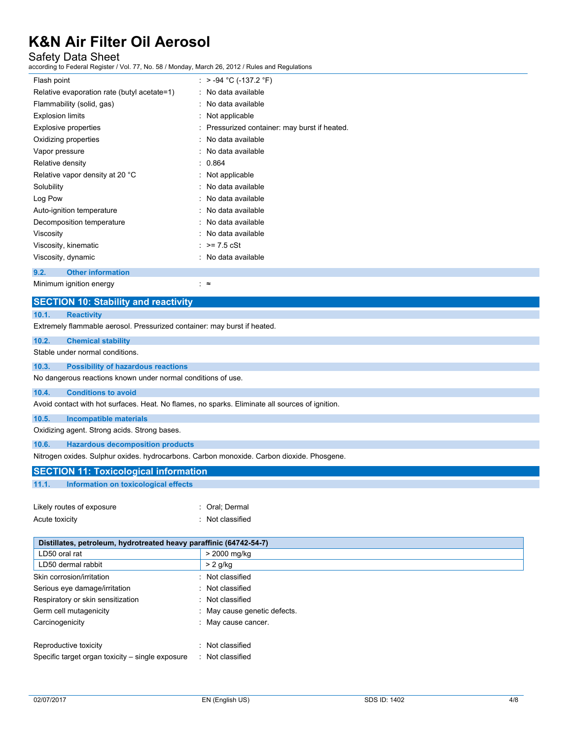| | |
|---|---|
| Flash point | : > -94 °C (-137.2 °F) |
| Relative evaporation rate (butyl acetate=1) | : No data available |
| Flammability (solid, gas) | : No data available |
| Explosion limits | : Not applicable |
| Explosive properties | : Pressurized container: may burst if heated. |
| Oxidizing properties | : No data available |
| Vapor pressure | : No data available |
| Relative density | : 0.864 |
| Relative vapor density at 20 °C | : Not applicable |
| Solubility | : No data available |
| Log Pow | : No data available |
| Auto-ignition temperature | : No data available |
| Decomposition temperature | : No data available |
| Viscosity | : No data available |
| Viscosity, kinematic | : >= 7.5 cSt |
| Viscosity, dynamic | : No data available |

### 9.2. Other information

Minimum ignition energy : ≈

## SECTION 10: Stability and reactivity

### 10.1. Reactivity

Extremely flammable aerosol. Pressurized container: may burst if heated.

### 10.2. Chemical stability

Stable under normal conditions.

### 10.3. Possibility of hazardous reactions

No dangerous reactions known under normal conditions of use.

### 10.4. Conditions to avoid

Avoid contact with hot surfaces. Heat. No flames, no sparks. Eliminate all sources of ignition.

### 10.5. Incompatible materials

Oxidizing agent. Strong acids. Strong bases.

### 10.6. Hazardous decomposition products

Nitrogen oxides. Sulphur oxides. hydrocarbons. Carbon monoxide. Carbon dioxide. Phosgene.

## SECTION 11: Toxicological information

### 11.1. Information on toxicological effects

Likely routes of exposure : Oral; Dermal

Acute toxicity : Not classified

| Distillates, petroleum, hydrotreated heavy paraffinic (64742-54-7) | |
|---|---|
| LD50 oral rat | > 2000 mg/kg |
| LD50 dermal rabbit | > 2 g/kg |

| | |
|---|---|
| Skin corrosion/irritation | : Not classified |
| Serious eye damage/irritation | : Not classified |
| Respiratory or skin sensitization | : Not classified |
| Germ cell mutagenicity | : May cause genetic defects. |
| Carcinogenicity | : May cause cancer. |
| Reproductive toxicity | : Not classified |
| Specific target organ toxicity – single exposure | : Not classified |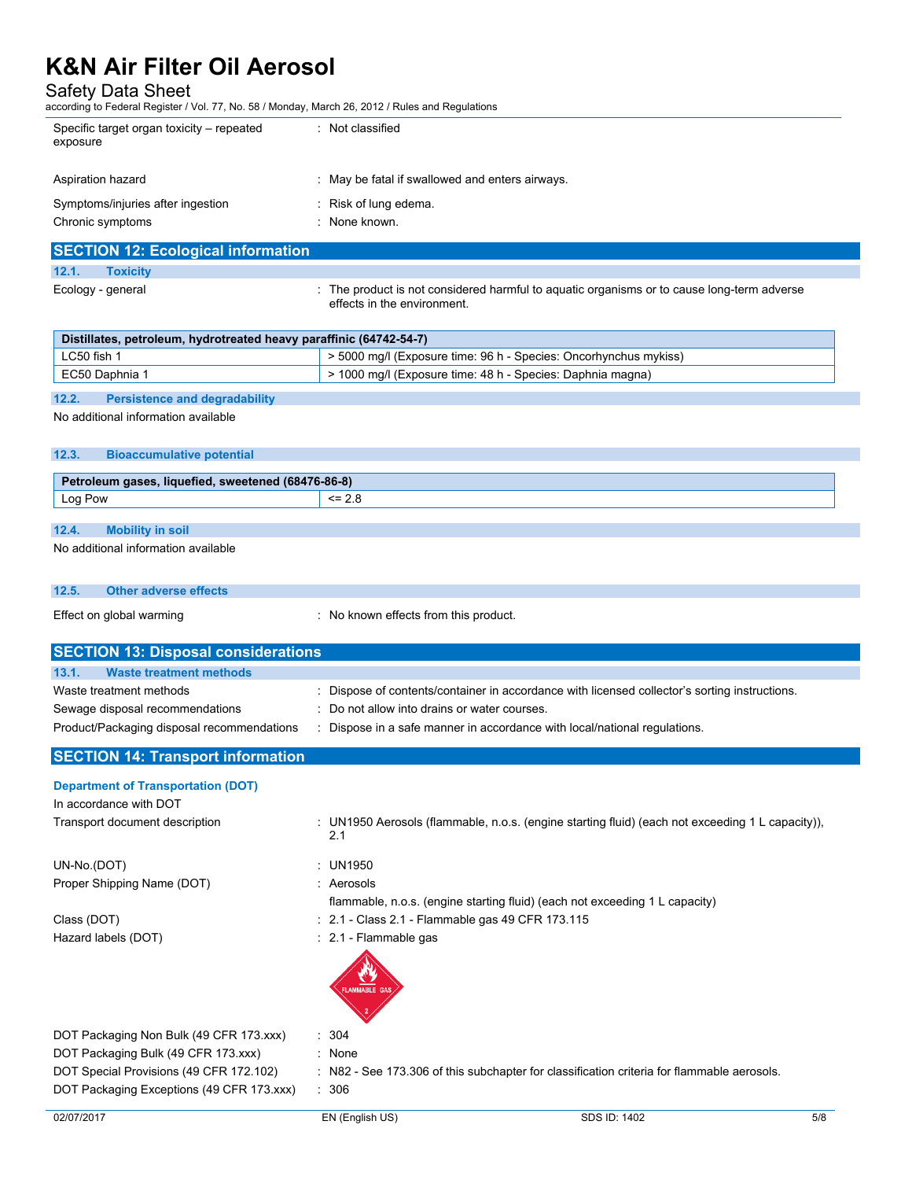| | |
|---|---|
| Specific target organ toxicity – repeated exposure | : Not classified |
| Aspiration hazard | : May be fatal if swallowed and enters airways. |
| Symptoms/injuries after ingestion | : Risk of lung edema. |
| Chronic symptoms | : None known. |

## SECTION 12: Ecological information

### 12.1. Toxicity

Ecology - general : The product is not considered harmful to aquatic organisms or to cause long-term adverse effects in the environment.

| Distillates, petroleum, hydrotreated heavy paraffinic (64742-54-7) | |
|---|---|
| LC50 fish 1 | > 5000 mg/l (Exposure time: 96 h - Species: Oncorhynchus mykiss) |
| EC50 Daphnia 1 | > 1000 mg/l (Exposure time: 48 h - Species: Daphnia magna) |

### 12.2. Persistence and degradability

No additional information available

### 12.3. Bioaccumulative potential

| Petroleum gases, liquefied, sweetened (68476-86-8) | |
|---|---|
| Log Pow | <= 2.8 |

### 12.4. Mobility in soil

No additional information available

### 12.5. Other adverse effects

Effect on global warming : No known effects from this product.

## SECTION 13: Disposal considerations

### 13.1. Waste treatment methods

| | |
|---|---|
| Waste treatment methods | : Dispose of contents/container in accordance with licensed collector's sorting instructions. |
| Sewage disposal recommendations | : Do not allow into drains or water courses. |
| Product/Packaging disposal recommendations | : Dispose in a safe manner in accordance with local/national regulations. |

## SECTION 14: Transport information

**Department of Transportation (DOT)**

In accordance with DOT

| | |
|---|---|
| Transport document description | : UN1950 Aerosols (flammable, n.o.s. (engine starting fluid) (each not exceeding 1 L capacity)), 2.1 |
| UN-No.(DOT) | : UN1950 |
| Proper Shipping Name (DOT) | : Aerosols<br>flammable, n.o.s. (engine starting fluid) (each not exceeding 1 L capacity) |
| Class (DOT) | : 2.1 - Class 2.1 - Flammable gas 49 CFR 173.115 |
| Hazard labels (DOT) | : 2.1 - Flammable gas |
| DOT Packaging Non Bulk (49 CFR 173.xxx) | : 304 |
| DOT Packaging Bulk (49 CFR 173.xxx) | : None |
| DOT Special Provisions (49 CFR 172.102) | : N82 - See 173.306 of this subchapter for classification criteria for flammable aerosols. |
| DOT Packaging Exceptions (49 CFR 173.xxx) | : 306 |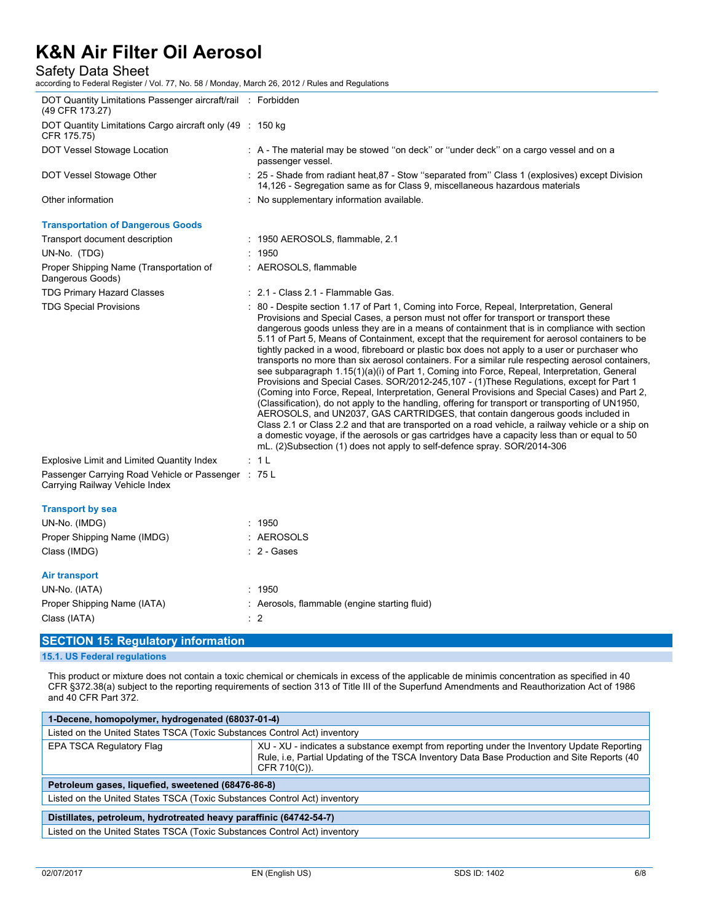DOT Quantity Limitations Passenger aircraft/rail (49 CFR 173.27) : Forbidden

DOT Quantity Limitations Cargo aircraft only (49 CFR 175.75) : 150 kg

DOT Vessel Stowage Location : A - The material may be stowed ‘‘on deck’’ or ‘‘under deck’’ on a cargo vessel and on a passenger vessel.

DOT Vessel Stowage Other : 25 - Shade from radiant heat,87 - Stow ‘‘separated from’’ Class 1 (explosives) except Division 14,126 - Segregation same as for Class 9, miscellaneous hazardous materials

Other information : No supplementary information available.

### Transportation of Dangerous Goods

Transport document description : 1950 AEROSOLS, flammable, 2.1

UN-No. (TDG) : 1950

Proper Shipping Name (Transportation of Dangerous Goods) : AEROSOLS, flammable

TDG Primary Hazard Classes : 2.1 - Class 2.1 - Flammable Gas.

TDG Special Provisions : 80 - Despite section 1.17 of Part 1, Coming into Force, Repeal, Interpretation, General Provisions and Special Cases, a person must not offer for transport or transport these dangerous goods unless they are in a means of containment that is in compliance with section 5.11 of Part 5, Means of Containment, except that the requirement for aerosol containers to be tightly packed in a wood, fibreboard or plastic box does not apply to a user or purchaser who transports no more than six aerosol containers. For a similar rule respecting aerosol containers, see subparagraph 1.15(1)(a)(i) of Part 1, Coming into Force, Repeal, Interpretation, General Provisions and Special Cases. SOR/2012-245,107 - (1)These Regulations, except for Part 1 (Coming into Force, Repeal, Interpretation, General Provisions and Special Cases) and Part 2, (Classification), do not apply to the handling, offering for transport or transporting of UN1950, AEROSOLS, and UN2037, GAS CARTRIDGES, that contain dangerous goods included in Class 2.1 or Class 2.2 and that are transported on a road vehicle, a railway vehicle or a ship on a domestic voyage, if the aerosols or gas cartridges have a capacity less than or equal to 50 mL. (2)Subsection (1) does not apply to self-defence spray. SOR/2014-306

Explosive Limit and Limited Quantity Index : 1 L

Passenger Carrying Road Vehicle or Passenger Carrying Railway Vehicle Index : 75 L

### Transport by sea

UN-No. (IMDG) : 1950

Proper Shipping Name (IMDG) : AEROSOLS

Class (IMDG) : 2 - Gases

### Air transport

UN-No. (IATA) : 1950

Proper Shipping Name (IATA) : Aerosols, flammable (engine starting fluid)

Class (IATA) : 2

## SECTION 15: Regulatory information

### 15.1. US Federal regulations

This product or mixture does not contain a toxic chemical or chemicals in excess of the applicable de minimis concentration as specified in 40 CFR §372.38(a) subject to the reporting requirements of section 313 of Title III of the Superfund Amendments and Reauthorization Act of 1986 and 40 CFR Part 372.

| **1-Decene, homopolymer, hydrogenated (68037-01-4)** | |
|---|---|
| Listed on the United States TSCA (Toxic Substances Control Act) inventory | |
| EPA TSCA Regulatory Flag | XU - XU - indicates a substance exempt from reporting under the Inventory Update Reporting Rule, i.e, Partial Updating of the TSCA Inventory Data Base Production and Site Reports (40 CFR 710(C)). |

| **Petroleum gases, liquefied, sweetened (68476-86-8)** |
|---|
| Listed on the United States TSCA (Toxic Substances Control Act) inventory |

| **Distillates, petroleum, hydrotreated heavy paraffinic (64742-54-7)** |
|---|
| Listed on the United States TSCA (Toxic Substances Control Act) inventory |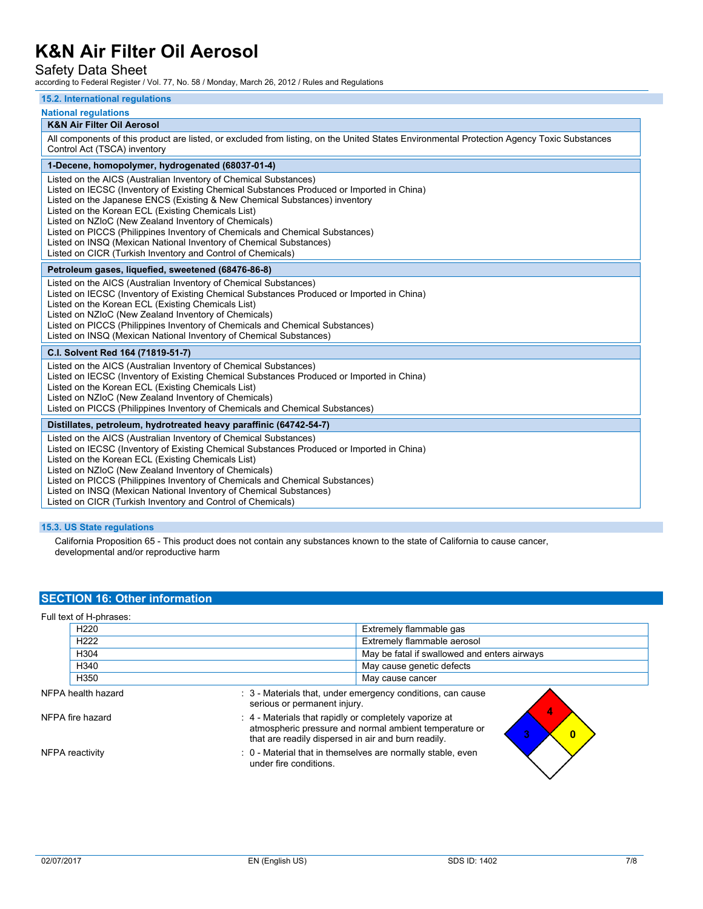### 15.2. International regulations

#### National regulations

| K&N Air Filter Oil Aerosol |
|---|
| All components of this product are listed, or excluded from listing, on the United States Environmental Protection Agency Toxic Substances Control Act (TSCA) inventory |

| 1-Decene, homopolymer, hydrogenated (68037-01-4) |
|---|
| Listed on the AICS (Australian Inventory of Chemical Substances)<br>Listed on IECSC (Inventory of Existing Chemical Substances Produced or Imported in China)<br>Listed on the Japanese ENCS (Existing & New Chemical Substances) inventory<br>Listed on the Korean ECL (Existing Chemicals List)<br>Listed on NZIoC (New Zealand Inventory of Chemicals)<br>Listed on PICCS (Philippines Inventory of Chemicals and Chemical Substances)<br>Listed on INSQ (Mexican National Inventory of Chemical Substances)<br>Listed on CICR (Turkish Inventory and Control of Chemicals) |

| Petroleum gases, liquefied, sweetened (68476-86-8) |
|---|
| Listed on the AICS (Australian Inventory of Chemical Substances)<br>Listed on IECSC (Inventory of Existing Chemical Substances Produced or Imported in China)<br>Listed on the Korean ECL (Existing Chemicals List)<br>Listed on NZIoC (New Zealand Inventory of Chemicals)<br>Listed on PICCS (Philippines Inventory of Chemicals and Chemical Substances)<br>Listed on INSQ (Mexican National Inventory of Chemical Substances) |

| C.I. Solvent Red 164 (71819-51-7) |
|---|
| Listed on the AICS (Australian Inventory of Chemical Substances)<br>Listed on IECSC (Inventory of Existing Chemical Substances Produced or Imported in China)<br>Listed on the Korean ECL (Existing Chemicals List)<br>Listed on NZIoC (New Zealand Inventory of Chemicals)<br>Listed on PICCS (Philippines Inventory of Chemicals and Chemical Substances) |

| Distillates, petroleum, hydrotreated heavy paraffinic (64742-54-7) |
|---|
| Listed on the AICS (Australian Inventory of Chemical Substances)<br>Listed on IECSC (Inventory of Existing Chemical Substances Produced or Imported in China)<br>Listed on the Korean ECL (Existing Chemicals List)<br>Listed on NZIoC (New Zealand Inventory of Chemicals)<br>Listed on PICCS (Philippines Inventory of Chemicals and Chemical Substances)<br>Listed on INSQ (Mexican National Inventory of Chemical Substances)<br>Listed on CICR (Turkish Inventory and Control of Chemicals) |

### 15.3. US State regulations

California Proposition 65 - This product does not contain any substances known to the state of California to cause cancer, developmental and/or reproductive harm

## SECTION 16: Other information

Full text of H-phrases:

| | |
|---|---|
| H220 | Extremely flammable gas |
| H222 | Extremely flammable aerosol |
| H304 | May be fatal if swallowed and enters airways |
| H340 | May cause genetic defects |
| H350 | May cause cancer |

NFPA health hazard : 3 - Materials that, under emergency conditions, can cause serious or permanent injury.

NFPA fire hazard : 4 - Materials that rapidly or completely vaporize at atmospheric pressure and normal ambient temperature or that are readily dispersed in air and burn readily.

NFPA reactivity : 0 - Material that in themselves are normally stable, even under fire conditions.

4
3 0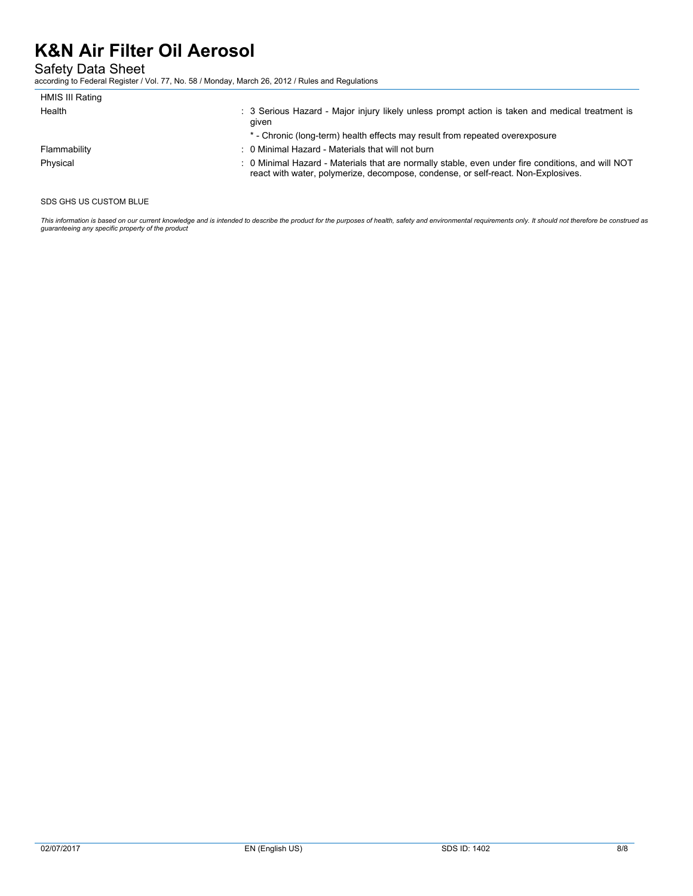HMIS III Rating

| | | |
|---|---|---|
| Health | : | 3 Serious Hazard - Major injury likely unless prompt action is taken and medical treatment is given |
| | | * - Chronic (long-term) health effects may result from repeated overexposure |
| Flammability | : | 0 Minimal Hazard - Materials that will not burn |
| Physical | : | 0 Minimal Hazard - Materials that are normally stable, even under fire conditions, and will NOT react with water, polymerize, decompose, condense, or self-react. Non-Explosives. |

SDS GHS US CUSTOM BLUE

*This information is based on our current knowledge and is intended to describe the product for the purposes of health, safety and environmental requirements only. It should not therefore be construed as guaranteeing any specific property of the product*